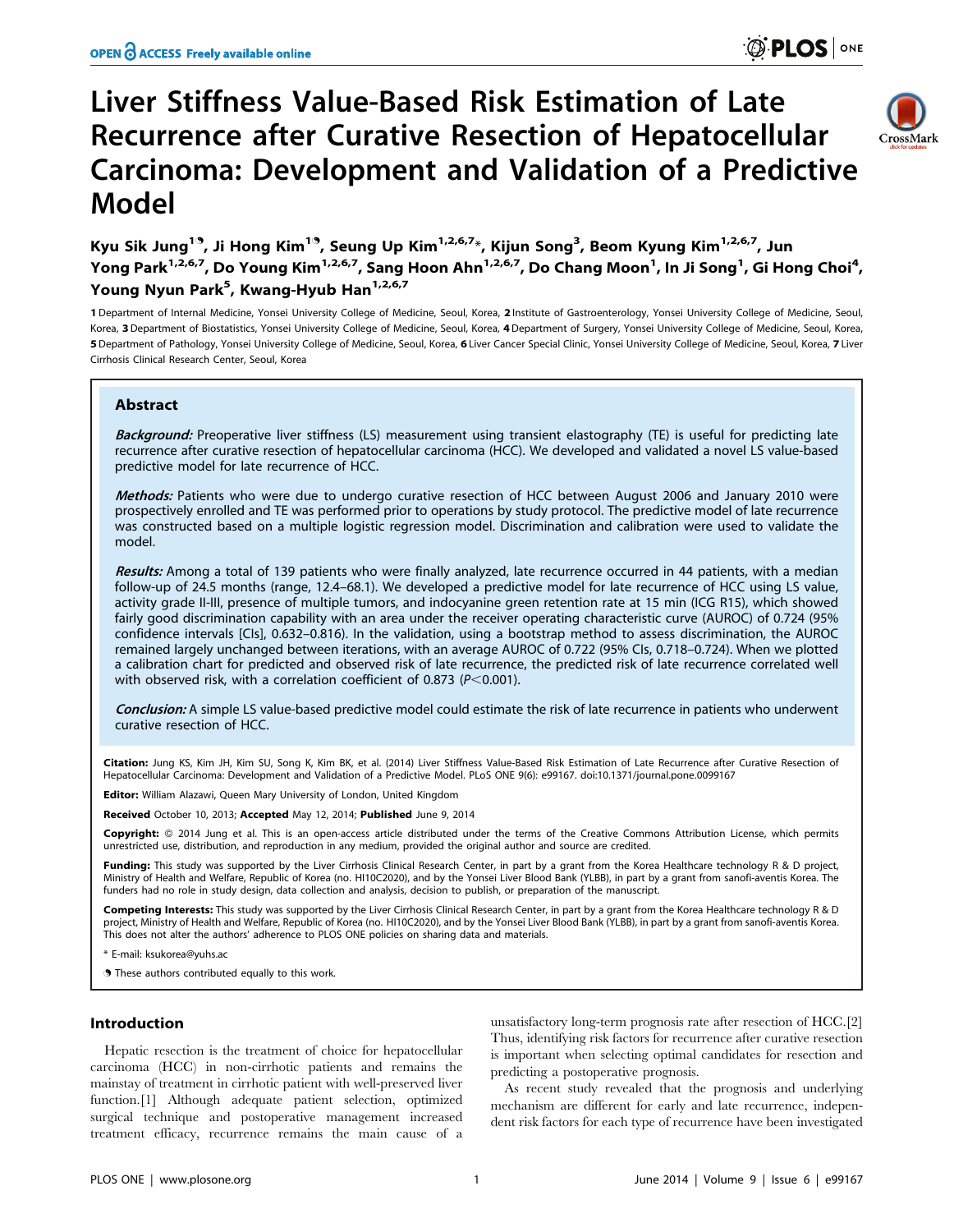# Liver Stiffness Value-Based Risk Estimation of Late Recurrence after Curative Resection of Hepatocellular Carcinoma: Development and Validation of a Predictive Model

Kyu Sik Jung[1,9], Ji Hong Kim[1,9], Seung Up Kim[1,2,6,7]*, Kijun Song[3], Beom Kyung Kim[1,2,6,7], Jun Yong Park[1,2,6,7], Do Young Kim[1,2,6,7], Sang Hoon Ahn[1,2,6,7], Do Chang Moon[1], In Ji Song[1], Gi Hong Choi[4], Young Nyun Park[5], Kwang-Hyub Han[1,2,6,7]

1 Department of Internal Medicine, Yonsei University College of Medicine, Seoul, Korea, 2 Institute of Gastroenterology, Yonsei University College of Medicine, Seoul, Korea, 3 Department of Biostatistics, Yonsei University College of Medicine, Seoul, Korea, 4 Department of Surgery, Yonsei University College of Medicine, Seoul, Korea, 5 Department of Pathology, Yonsei University College of Medicine, Seoul, Korea, 6 Liver Cancer Special Clinic, Yonsei University College of Medicine, Seoul, Korea, 7 Liver Cirrhosis Clinical Research Center, Seoul, Korea

## Abstract

*Background:* Preoperative liver stiffness (LS) measurement using transient elastography (TE) is useful for predicting late recurrence after curative resection of hepatocellular carcinoma (HCC). We developed and validated a novel LS value-based predictive model for late recurrence of HCC.

*Methods:* Patients who were due to undergo curative resection of HCC between August 2006 and January 2010 were prospectively enrolled and TE was performed prior to operations by study protocol. The predictive model of late recurrence was constructed based on a multiple logistic regression model. Discrimination and calibration were used to validate the model.

*Results:* Among a total of 139 patients who were finally analyzed, late recurrence occurred in 44 patients, with a median follow-up of 24.5 months (range, 12.4–68.1). We developed a predictive model for late recurrence of HCC using LS value, activity grade II-III, presence of multiple tumors, and indocyanine green retention rate at 15 min (ICG R15), which showed fairly good discrimination capability with an area under the receiver operating characteristic curve (AUROC) of 0.724 (95% confidence intervals [CIs], 0.632–0.816). In the validation, using a bootstrap method to assess discrimination, the AUROC remained largely unchanged between iterations, with an average AUROC of 0.722 (95% CIs, 0.718–0.724). When we plotted a calibration chart for predicted and observed risk of late recurrence, the predicted risk of late recurrence correlated well with observed risk, with a correlation coefficient of 0.873 ($P<0.001$).

*Conclusion:* A simple LS value-based predictive model could estimate the risk of late recurrence in patients who underwent curative resection of HCC.

**Citation:** Jung KS, Kim JH, Kim SU, Song K, Kim BK, et al. (2014) Liver Stiffness Value-Based Risk Estimation of Late Recurrence after Curative Resection of Hepatocellular Carcinoma: Development and Validation of a Predictive Model. PLoS ONE 9(6): e99167. doi:10.1371/journal.pone.0099167

**Editor:** William Alazawi, Queen Mary University of London, United Kingdom

**Received** October 10, 2013; **Accepted** May 12, 2014; **Published** June 9, 2014

**Copyright:** © 2014 Jung et al. This is an open-access article distributed under the terms of the Creative Commons Attribution License, which permits unrestricted use, distribution, and reproduction in any medium, provided the original author and source are credited.

**Funding:** This study was supported by the Liver Cirrhosis Clinical Research Center, in part by a grant from the Korea Healthcare technology R & D project, Ministry of Health and Welfare, Republic of Korea (no. HI10C2020), and by the Yonsei Liver Blood Bank (YLBB), in part by a grant from sanofi-aventis Korea. The funders had no role in study design, data collection and analysis, decision to publish, or preparation of the manuscript.

**Competing Interests:** This study was supported by the Liver Cirrhosis Clinical Research Center, in part by a grant from the Korea Healthcare technology R & D project, Ministry of Health and Welfare, Republic of Korea (no. HI10C2020), and by the Yonsei Liver Blood Bank (YLBB), in part by a grant from sanofi-aventis Korea. This does not alter the authors' adherence to PLOS ONE policies on sharing data and materials.

\* E-mail: ksukorea@yuhs.ac

[9] These authors contributed equally to this work.

## Introduction

Hepatic resection is the treatment of choice for hepatocellular carcinoma (HCC) in non-cirrhotic patients and remains the mainstay of treatment in cirrhotic patient with well-preserved liver function.[1] Although adequate patient selection, optimized surgical technique and postoperative management increased treatment efficacy, recurrence remains the main cause of a unsatisfactory long-term prognosis rate after resection of HCC.[2] Thus, identifying risk factors for recurrence after curative resection is important when selecting optimal candidates for resection and predicting a postoperative prognosis.

As recent study revealed that the prognosis and underlying mechanism are different for early and late recurrence, independent risk factors for each type of recurrence have been investigated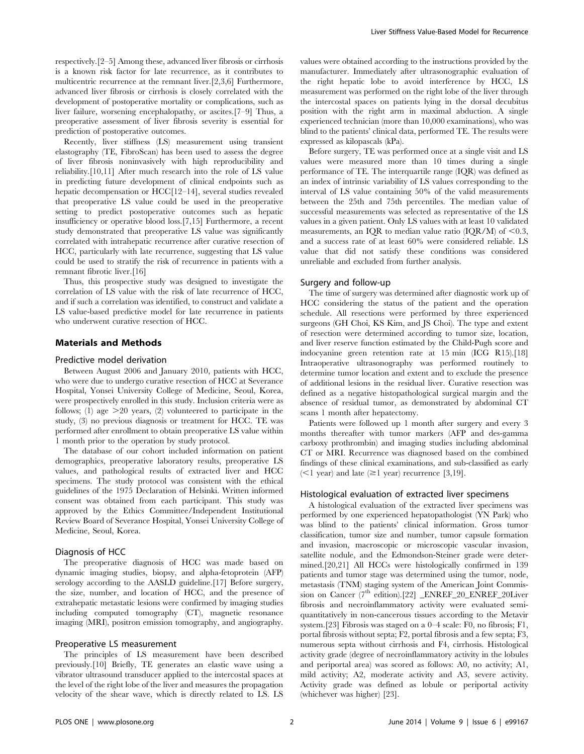respectively.[2–5] Among these, advanced liver fibrosis or cirrhosis is a known risk factor for late recurrence, as it contributes to multicentric recurrence at the remnant liver.[2,3,6] Furthermore, advanced liver fibrosis or cirrhosis is closely correlated with the development of postoperative mortality or complications, such as liver failure, worsening encephalopathy, or ascites.[7–9] Thus, a preoperative assessment of liver fibrosis severity is essential for prediction of postoperative outcomes.

Recently, liver stiffness (LS) measurement using transient elastography (TE, FibroScan) has been used to assess the degree of liver fibrosis noninvasively with high reproducibility and reliability.[10,11] After much research into the role of LS value in predicting future development of clinical endpoints such as hepatic decompensation or HCC[12–14], several studies revealed that preoperative LS value could be used in the preoperative setting to predict postoperative outcomes such as hepatic insufficiency or operative blood loss.[7,15] Furthermore, a recent study demonstrated that preoperative LS value was significantly correlated with intrahepatic recurrence after curative resection of HCC, particularly with late recurrence, suggesting that LS value could be used to stratify the risk of recurrence in patients with a remnant fibrotic liver.[16]

Thus, this prospective study was designed to investigate the correlation of LS value with the risk of late recurrence of HCC, and if such a correlation was identified, to construct and validate a LS value-based predictive model for late recurrence in patients who underwent curative resection of HCC.

## Materials and Methods

### Predictive model derivation

Between August 2006 and January 2010, patients with HCC, who were due to undergo curative resection of HCC at Severance Hospital, Yonsei University College of Medicine, Seoul, Korea, were prospectively enrolled in this study. Inclusion criteria were as follows; (1) age >20 years, (2) volunteered to participate in the study, (3) no previous diagnosis or treatment for HCC. TE was performed after enrollment to obtain preoperative LS value within 1 month prior to the operation by study protocol.

The database of our cohort included information on patient demographics, preoperative laboratory results, preoperative LS values, and pathological results of extracted liver and HCC specimens. The study protocol was consistent with the ethical guidelines of the 1975 Declaration of Helsinki. Written informed consent was obtained from each participant. This study was approved by the Ethics Committee/Independent Institutional Review Board of Severance Hospital, Yonsei University College of Medicine, Seoul, Korea.

### Diagnosis of HCC

The preoperative diagnosis of HCC was made based on dynamic imaging studies, biopsy, and alpha-fetoprotein (AFP) serology according to the AASLD guideline.[17] Before surgery, the size, number, and location of HCC, and the presence of extrahepatic metastatic lesions were confirmed by imaging studies including computed tomography (CT), magnetic resonance imaging (MRI), positron emission tomography, and angiography.

### Preoperative LS measurement

The principles of LS measurement have been described previously.[10] Briefly, TE generates an elastic wave using a vibrator ultrasound transducer applied to the intercostal spaces at the level of the right lobe of the liver and measures the propagation velocity of the shear wave, which is directly related to LS. LS values were obtained according to the instructions provided by the manufacturer. Immediately after ultrasonographic evaluation of the right hepatic lobe to avoid interference by HCC, LS measurement was performed on the right lobe of the liver through the intercostal spaces on patients lying in the dorsal decubitus position with the right arm in maximal abduction. A single experienced technician (more than 10,000 examinations), who was blind to the patients' clinical data, performed TE. The results were expressed as kilopascals (kPa).

Before surgery, TE was performed once at a single visit and LS values were measured more than 10 times during a single performance of TE. The interquartile range (IQR) was defined as an index of intrinsic variability of LS values corresponding to the interval of LS value containing 50% of the valid measurements between the 25th and 75th percentiles. The median value of successful measurements was selected as representative of the LS values in a given patient. Only LS values with at least 10 validated measurements, an IQR to median value ratio (IQR/M) of <0.3, and a success rate of at least 60% were considered reliable. LS value that did not satisfy these conditions was considered unreliable and excluded from further analysis.

### Surgery and follow-up

The time of surgery was determined after diagnostic work up of HCC considering the status of the patient and the operation schedule. All resections were performed by three experienced surgeons (GH Choi, KS Kim, and JS Choi). The type and extent of resection were determined according to tumor size, location, and liver reserve function estimated by the Child-Pugh score and indocyanine green retention rate at 15 min (ICG R15).[18] Intraoperative ultrasonography was performed routinely to determine tumor location and extent and to exclude the presence of additional lesions in the residual liver. Curative resection was defined as a negative histopathological surgical margin and the absence of residual tumor, as demonstrated by abdominal CT scans 1 month after hepatectomy.

Patients were followed up 1 month after surgery and every 3 months thereafter with tumor markers (AFP and des-gamma carboxy prothrombin) and imaging studies including abdominal CT or MRI. Recurrence was diagnosed based on the combined findings of these clinical examinations, and sub-classified as early (<1 year) and late (≥1 year) recurrence [3,19].

### Histological evaluation of extracted liver specimens

A histological evaluation of the extracted liver specimens was performed by one experienced hepatopathologist (YN Park) who was blind to the patients' clinical information. Gross tumor classification, tumor size and number, tumor capsule formation and invasion, macroscopic or microscopic vascular invasion, satellite nodule, and the Edmondson-Steiner grade were determined.[20,21] All HCCs were histologically confirmed in 139 patients and tumor stage was determined using the tumor, node, metastasis (TNM) staging system of the American Joint Commission on Cancer (7th edition).[22] _ENREF_20_ENREF_20Liver fibrosis and necroinflammatory activity were evaluated semi-quantitatively in non-cancerous tissues according to the Metavir system.[23] Fibrosis was staged on a 0–4 scale: F0, no fibrosis; F1, portal fibrosis without septa; F2, portal fibrosis and a few septa; F3, numerous septa without cirrhosis and F4, cirrhosis. Histological activity grade (degree of necroinflammatory activity in the lobules and periportal area) was scored as follows: A0, no activity; A1, mild activity; A2, moderate activity and A3, severe activity. Activity grade was defined as lobule or periportal activity (whichever was higher) [23].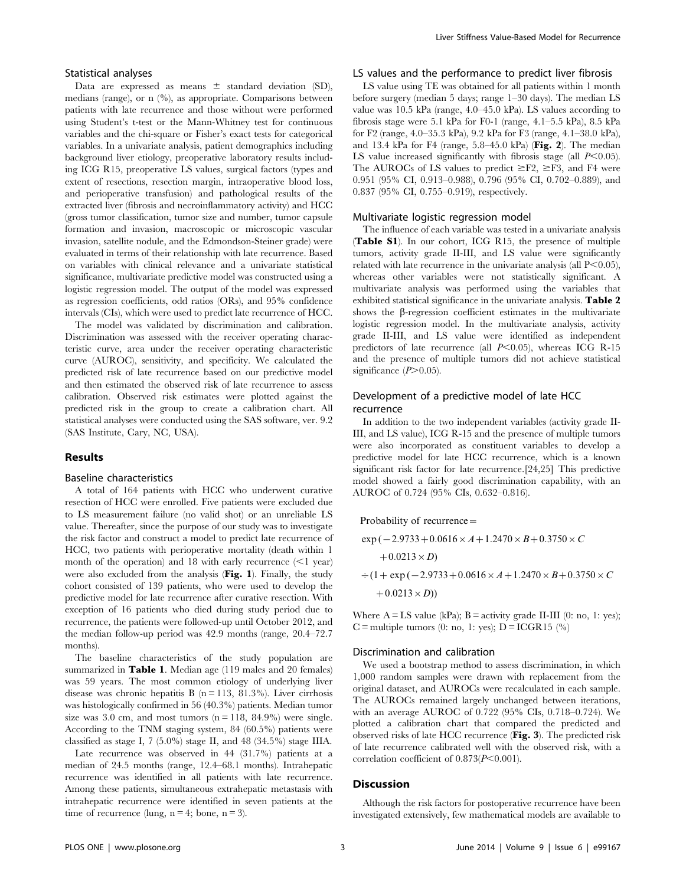### Statistical analyses

Data are expressed as means ± standard deviation (SD), medians (range), or n (%), as appropriate. Comparisons between patients with late recurrence and those without were performed using Student's t-test or the Mann-Whitney test for continuous variables and the chi-square or Fisher's exact tests for categorical variables. In a univariate analysis, patient demographics including background liver etiology, preoperative laboratory results including ICG R15, preoperative LS values, surgical factors (types and extent of resections, resection margin, intraoperative blood loss, and perioperative transfusion) and pathological results of the extracted liver (fibrosis and necroinflammatory activity) and HCC (gross tumor classification, tumor size and number, tumor capsule formation and invasion, macroscopic or microscopic vascular invasion, satellite nodule, and the Edmondson-Steiner grade) were evaluated in terms of their relationship with late recurrence. Based on variables with clinical relevance and a univariate statistical significance, multivariate predictive model was constructed using a logistic regression model. The output of the model was expressed as regression coefficients, odd ratios (ORs), and 95% confidence intervals (CIs), which were used to predict late recurrence of HCC.

The model was validated by discrimination and calibration. Discrimination was assessed with the receiver operating characteristic curve, area under the receiver operating characteristic curve (AUROC), sensitivity, and specificity. We calculated the predicted risk of late recurrence based on our predictive model and then estimated the observed risk of late recurrence to assess calibration. Observed risk estimates were plotted against the predicted risk in the group to create a calibration chart. All statistical analyses were conducted using the SAS software, ver. 9.2 (SAS Institute, Cary, NC, USA).

## Results

### Baseline characteristics

A total of 164 patients with HCC who underwent curative resection of HCC were enrolled. Five patients were excluded due to LS measurement failure (no valid shot) or an unreliable LS value. Thereafter, since the purpose of our study was to investigate the risk factor and construct a model to predict late recurrence of HCC, two patients with perioperative mortality (death within 1 month of the operation) and 18 with early recurrence (<1 year) were also excluded from the analysis (**Fig. 1**). Finally, the study cohort consisted of 139 patients, who were used to develop the predictive model for late recurrence after curative resection. With exception of 16 patients who died during study period due to recurrence, the patients were followed-up until October 2012, and the median follow-up period was 42.9 months (range, 20.4–72.7 months).

The baseline characteristics of the study population are summarized in **Table 1**. Median age (119 males and 20 females) was 59 years. The most common etiology of underlying liver disease was chronic hepatitis B (n = 113, 81.3%). Liver cirrhosis was histologically confirmed in 56 (40.3%) patients. Median tumor size was 3.0 cm, and most tumors (n = 118, 84.9%) were single. According to the TNM staging system, 84 (60.5%) patients were classified as stage I, 7 (5.0%) stage II, and 48 (34.5%) stage IIIA.

Late recurrence was observed in 44 (31.7%) patients at a median of 24.5 months (range, 12.4–68.1 months). Intrahepatic recurrence was identified in all patients with late recurrence. Among these patients, simultaneous extrahepatic metastasis with intrahepatic recurrence were identified in seven patients at the time of recurrence (lung, n = 4; bone, n = 3).

### LS values and the performance to predict liver fibrosis

LS value using TE was obtained for all patients within 1 month before surgery (median 5 days; range 1–30 days). The median LS value was 10.5 kPa (range, 4.0–45.0 kPa). LS values according to fibrosis stage were 5.1 kPa for F0-1 (range, 4.1–5.5 kPa), 8.5 kPa for F2 (range, 4.0–35.3 kPa), 9.2 kPa for F3 (range, 4.1–38.0 kPa), and 13.4 kPa for F4 (range, 5.8–45.0 kPa) (**Fig. 2**). The median LS value increased significantly with fibrosis stage (all $P<0.05$). The AUROCs of LS values to predict ≥F2, ≥F3, and F4 were 0.951 (95% CI, 0.913–0.988), 0.796 (95% CI, 0.702–0.889), and 0.837 (95% CI, 0.755–0.919), respectively.

### Multivariate logistic regression model

The influence of each variable was tested in a univariate analysis (**Table S1**). In our cohort, ICG R15, the presence of multiple tumors, activity grade II-III, and LS value were significantly related with late recurrence in the univariate analysis (all $P<0.05$), whereas other variables were not statistically significant. A multivariate analysis was performed using the variables that exhibited statistical significance in the univariate analysis. **Table 2** shows the β-regression coefficient estimates in the multivariate logistic regression model. In the multivariate analysis, activity grade II-III, and LS value were identified as independent predictors of late recurrence (all $P<0.05$), whereas ICG R-15 and the presence of multiple tumors did not achieve statistical significance ($P>0.05$).

### Development of a predictive model of late HCC recurrence

In addition to the two independent variables (activity grade II-III, and LS value), ICG R-15 and the presence of multiple tumors were also incorporated as constituent variables to develop a predictive model for late HCC recurrence, which is a known significant risk factor for late recurrence.[24,25] This predictive model showed a fairly good discrimination capability, with an AUROC of 0.724 (95% CIs, 0.632–0.816).

$$
\begin{aligned}
&\text{Probability of recurrence} = \\
&\exp(-2.9733 + 0.0616 \times A + 1.2470 \times B + 0.3750 \times C \\
&\quad + 0.0213 \times D) \\
&\div (1 + \exp(-2.9733 + 0.0616 \times A + 1.2470 \times B + 0.3750 \times C \\
&\quad + 0.0213 \times D))
\end{aligned}
$$

Where A = LS value (kPa); B = activity grade II-III (0: no, 1: yes); C = multiple tumors (0: no, 1: yes); D = ICGR15 (%)

### Discrimination and calibration

We used a bootstrap method to assess discrimination, in which 1,000 random samples were drawn with replacement from the original dataset, and AUROCs were recalculated in each sample. The AUROCs remained largely unchanged between iterations, with an average AUROC of 0.722 (95% CIs, 0.718–0.724). We plotted a calibration chart that compared the predicted and observed risks of late HCC recurrence (**Fig. 3**). The predicted risk of late recurrence calibrated well with the observed risk, with a correlation coefficient of 0.873($P<0.001$).

## Discussion

Although the risk factors for postoperative recurrence have been investigated extensively, few mathematical models are available to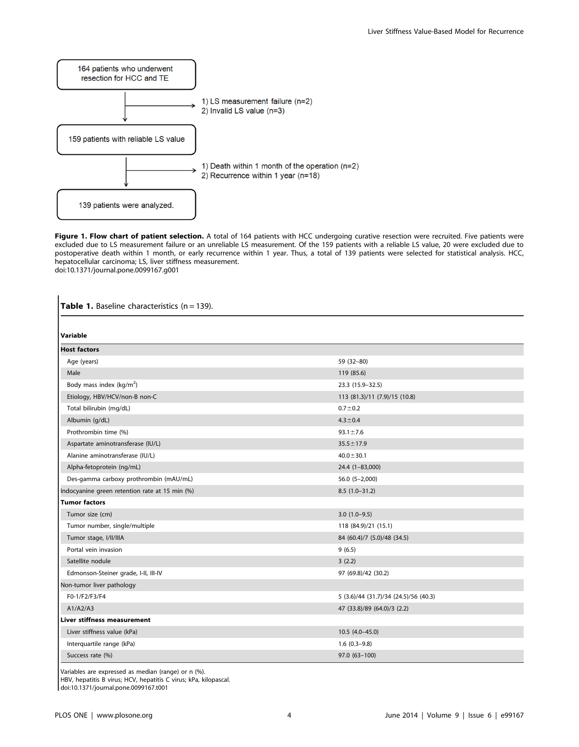164 patients who underwent resection for HCC and TE

1) LS measurement failure (n=2)
2) Invalid LS value (n=3)

159 patients with reliable LS value

1) Death within 1 month of the operation (n=2)
2) Recurrence within 1 year (n=18)

139 patients were analyzed.

**Figure 1. Flow chart of patient selection.** A total of 164 patients with HCC undergoing curative resection were recruited. Five patients were excluded due to LS measurement failure or an unreliable LS measurement. Of the 159 patients with a reliable LS value, 20 were excluded due to postoperative death within 1 month, or early recurrence within 1 year. Thus, a total of 139 patients were selected for statistical analysis. HCC, hepatocellular carcinoma; LS, liver stiffness measurement.
doi:10.1371/journal.pone.0099167.g001

**Table 1.** Baseline characteristics (n = 139).

| Variable | |
|---|---|
| **Host factors** | |
| Age (years) | 59 (32–80) |
| Male | 119 (85.6) |
| Body mass index (kg/m$^2$) | 23.3 (15.9–32.5) |
| Etiology, HBV/HCV/non-B non-C | 113 (81.3)/11 (7.9)/15 (10.8) |
| Total bilirubin (mg/dL) | 0.7±0.2 |
| Albumin (g/dL) | 4.3±0.4 |
| Prothrombin time (%) | 93.1±7.6 |
| Aspartate aminotransferase (IU/L) | 35.5±17.9 |
| Alanine aminotransferase (IU/L) | 40.0±30.1 |
| Alpha-fetoprotein (ng/mL) | 24.4 (1–83,000) |
| Des-gamma carboxy prothrombin (mAU/mL) | 56.0 (5–2,000) |
| Indocyanine green retention rate at 15 min (%) | 8.5 (1.0–31.2) |
| **Tumor factors** | |
| Tumor size (cm) | 3.0 (1.0–9.5) |
| Tumor number, single/multiple | 118 (84.9)/21 (15.1) |
| Tumor stage, I/II/IIIA | 84 (60.4)/7 (5.0)/48 (34.5) |
| Portal vein invasion | 9 (6.5) |
| Satellite nodule | 3 (2.2) |
| Edmonson-Steiner grade, I-II, III-IV | 97 (69.8)/42 (30.2) |
| Non-tumor liver pathology | |
| F0-1/F2/F3/F4 | 5 (3.6)/44 (31.7)/34 (24.5)/56 (40.3) |
| A1/A2/A3 | 47 (33.8)/89 (64.0)/3 (2.2) |
| **Liver stiffness measurement** | |
| Liver stiffness value (kPa) | 10.5 (4.0–45.0) |
| Interquartile range (kPa) | 1.6 (0.3–9.8) |
| Success rate (%) | 97.0 (63–100) |

Variables are expressed as median (range) or n (%).
HBV, hepatitis B virus; HCV, hepatitis C virus; kPa, kilopascal.
doi:10.1371/journal.pone.0099167.t001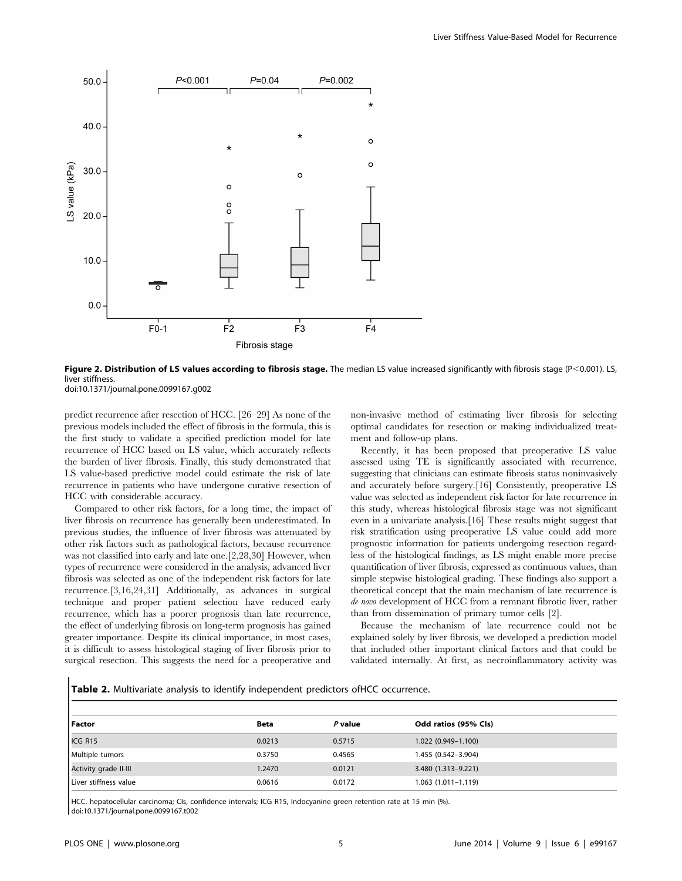P<0.001

P=0.04

P=0.002

50.0

40.0

30.0

20.0

10.0

0.0

LS value (kPa)

F0-1

F2

F3

F4

Fibrosis stage

**Figure 2. Distribution of LS values according to fibrosis stage.** The median LS value increased significantly with fibrosis stage (P<0.001). LS, liver stiffness.
doi:10.1371/journal.pone.0099167.g002

predict recurrence after resection of HCC. [26–29] As none of the previous models included the effect of fibrosis in the formula, this is the first study to validate a specified prediction model for late recurrence of HCC based on LS value, which accurately reflects the burden of liver fibrosis. Finally, this study demonstrated that LS value-based predictive model could estimate the risk of late recurrence in patients who have undergone curative resection of HCC with considerable accuracy.

Compared to other risk factors, for a long time, the impact of liver fibrosis on recurrence has generally been underestimated. In previous studies, the influence of liver fibrosis was attenuated by other risk factors such as pathological factors, because recurrence was not classified into early and late one.[2,28,30] However, when types of recurrence were considered in the analysis, advanced liver fibrosis was selected as one of the independent risk factors for late recurrence.[3,16,24,31] Additionally, as advances in surgical technique and proper patient selection have reduced early recurrence, which has a poorer prognosis than late recurrence, the effect of underlying fibrosis on long-term prognosis has gained greater importance. Despite its clinical importance, in most cases, it is difficult to assess histological staging of liver fibrosis prior to surgical resection. This suggests the need for a preoperative and non-invasive method of estimating liver fibrosis for selecting optimal candidates for resection or making individualized treatment and follow-up plans.

Recently, it has been proposed that preoperative LS value assessed using TE is significantly associated with recurrence, suggesting that clinicians can estimate fibrosis status noninvasively and accurately before surgery.[16] Consistently, preoperative LS value was selected as independent risk factor for late recurrence in this study, whereas histological fibrosis stage was not significant even in a univariate analysis.[16] These results might suggest that risk stratification using preoperative LS value could add more prognostic information for patients undergoing resection regardless of the histological findings, as LS might enable more precise quantification of liver fibrosis, expressed as continuous values, than simple stepwise histological grading. These findings also support a theoretical concept that the main mechanism of late recurrence is *de novo* development of HCC from a remnant fibrotic liver, rather than from dissemination of primary tumor cells [2].

Because the mechanism of late recurrence could not be explained solely by liver fibrosis, we developed a prediction model that included other important clinical factors and that could be validated internally. At first, as necroinflammatory activity was

**Table 2.** Multivariate analysis to identify independent predictors ofHCC occurrence.

| Factor | Beta | *P* value | Odd ratios (95% CIs) |
|---|---|---|---|
| ICG R15 | 0.0213 | 0.5715 | 1.022 (0.949–1.100) |
| Multiple tumors | 0.3750 | 0.4565 | 1.455 (0.542–3.904) |
| Activity grade II-III | 1.2470 | 0.0121 | 3.480 (1.313–9.221) |
| Liver stiffness value | 0.0616 | 0.0172 | 1.063 (1.011–1.119) |

HCC, hepatocellular carcinoma; CIs, confidence intervals; ICG R15, Indocyanine green retention rate at 15 min (%).
doi:10.1371/journal.pone.0099167.t002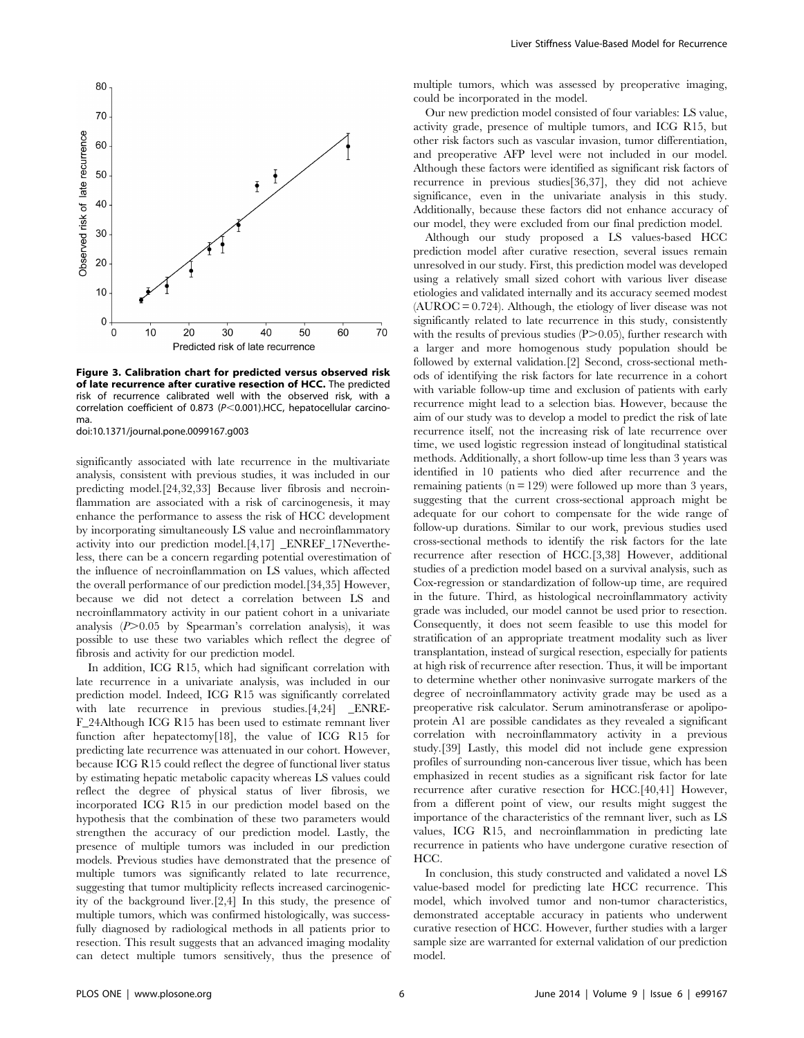Figure 3. Calibration chart for predicted versus observed risk of late recurrence after curative resection of HCC. The predicted risk of recurrence calibrated well with the observed risk, with a correlation coefficient of 0.873 ($P<0.001$).HCC, hepatocellular carcinoma.

doi:10.1371/journal.pone.0099167.g003

significantly associated with late recurrence in the multivariate analysis, consistent with previous studies, it was included in our predicting model.[24,32,33] Because liver fibrosis and necroinflammation are associated with a risk of carcinogenesis, it may enhance the performance to assess the risk of HCC development by incorporating simultaneously LS value and necroinflammatory activity into our prediction model.[4,17] _ENREF_17Nevertheless, there can be a concern regarding potential overestimation of the influence of necroinflammation on LS values, which affected the overall performance of our prediction model.[34,35] However, because we did not detect a correlation between LS and necroinflammatory activity in our patient cohort in a univariate analysis ($P>0.05$ by Spearman's correlation analysis), it was possible to use these two variables which reflect the degree of fibrosis and activity for our prediction model.

In addition, ICG R15, which had significant correlation with late recurrence in a univariate analysis, was included in our prediction model. Indeed, ICG R15 was significantly correlated with late recurrence in previous studies.[4,24] _ENREF_24Although ICG R15 has been used to estimate remnant liver function after hepatectomy[18], the value of ICG R15 for predicting late recurrence was attenuated in our cohort. However, because ICG R15 could reflect the degree of functional liver status by estimating hepatic metabolic capacity whereas LS values could reflect the degree of physical status of liver fibrosis, we incorporated ICG R15 in our prediction model based on the hypothesis that the combination of these two parameters would strengthen the accuracy of our prediction model. Lastly, the presence of multiple tumors was included in our prediction models. Previous studies have demonstrated that the presence of multiple tumors was significantly related to late recurrence, suggesting that tumor multiplicity reflects increased carcinogenicity of the background liver.[2,4] In this study, the presence of multiple tumors, which was confirmed histologically, was successfully diagnosed by radiological methods in all patients prior to resection. This result suggests that an advanced imaging modality can detect multiple tumors sensitively, thus the presence of multiple tumors, which was assessed by preoperative imaging, could be incorporated in the model.

Our new prediction model consisted of four variables: LS value, activity grade, presence of multiple tumors, and ICG R15, but other risk factors such as vascular invasion, tumor differentiation, and preoperative AFP level were not included in our model. Although these factors were identified as significant risk factors of recurrence in previous studies[36,37], they did not achieve significance, even in the univariate analysis in this study. Additionally, because these factors did not enhance accuracy of our model, they were excluded from our final prediction model.

Although our study proposed a LS values-based HCC prediction model after curative resection, several issues remain unresolved in our study. First, this prediction model was developed using a relatively small sized cohort with various liver disease etiologies and validated internally and its accuracy seemed modest (AUROC = 0.724). Although, the etiology of liver disease was not significantly related to late recurrence in this study, consistently with the results of previous studies ($P>0.05$), further research with a larger and more homogenous study population should be followed by external validation.[2] Second, cross-sectional methods of identifying the risk factors for late recurrence in a cohort with variable follow-up time and exclusion of patients with early recurrence might lead to a selection bias. However, because the aim of our study was to develop a model to predict the risk of late recurrence itself, not the increasing risk of late recurrence over time, we used logistic regression instead of longitudinal statistical methods. Additionally, a short follow-up time less than 3 years was identified in 10 patients who died after recurrence and the remaining patients (n = 129) were followed up more than 3 years, suggesting that the current cross-sectional approach might be adequate for our cohort to compensate for the wide range of follow-up durations. Similar to our work, previous studies used cross-sectional methods to identify the risk factors for the late recurrence after resection of HCC.[3,38] However, additional studies of a prediction model based on a survival analysis, such as Cox-regression or standardization of follow-up time, are required in the future. Third, as histological necroinflammatory activity grade was included, our model cannot be used prior to resection. Consequently, it does not seem feasible to use this model for stratification of an appropriate treatment modality such as liver transplantation, instead of surgical resection, especially for patients at high risk of recurrence after resection. Thus, it will be important to determine whether other noninvasive surrogate markers of the degree of necroinflammatory activity grade may be used as a preoperative risk calculator. Serum aminotransferase or apolipoprotein A1 are possible candidates as they revealed a significant correlation with necroinflammatory activity in a previous study.[39] Lastly, this model did not include gene expression profiles of surrounding non-cancerous liver tissue, which has been emphasized in recent studies as a significant risk factor for late recurrence after curative resection for HCC.[40,41] However, from a different point of view, our results might suggest the importance of the characteristics of the remnant liver, such as LS values, ICG R15, and necroinflammation in predicting late recurrence in patients who have undergone curative resection of HCC.

In conclusion, this study constructed and validated a novel LS value-based model for predicting late HCC recurrence. This model, which involved tumor and non-tumor characteristics, demonstrated acceptable accuracy in patients who underwent curative resection of HCC. However, further studies with a larger sample size are warranted for external validation of our prediction model.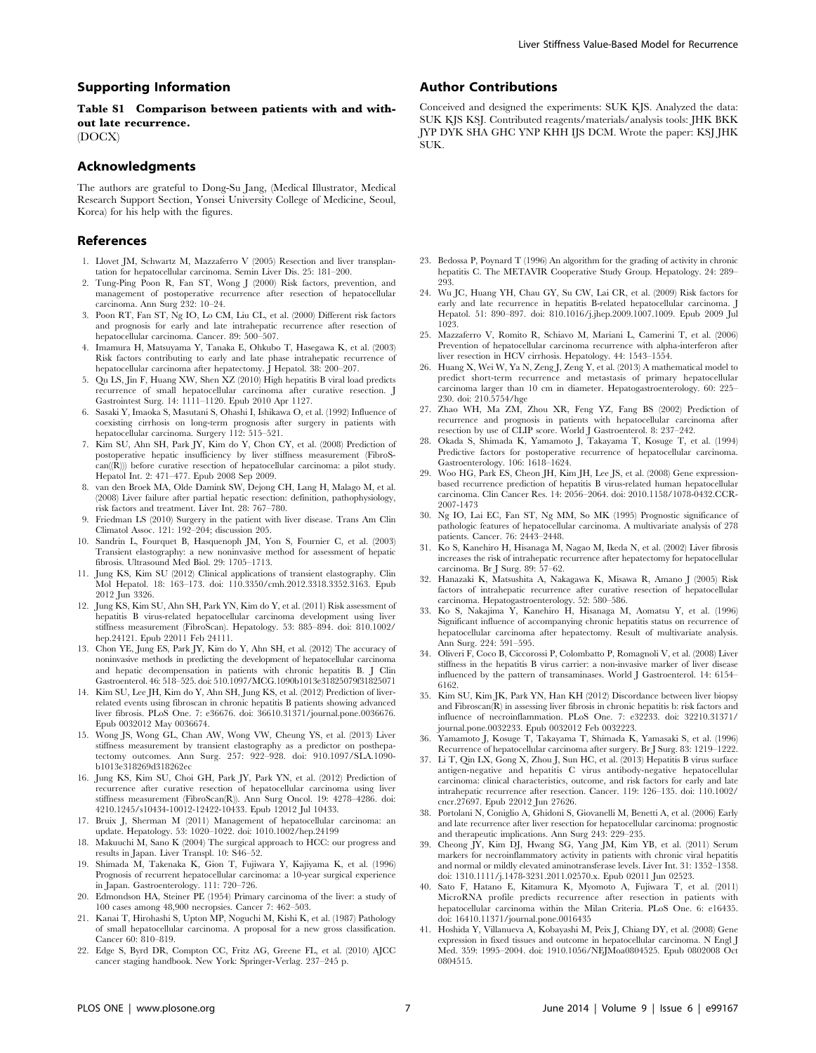## Supporting Information

**Table S1 Comparison between patients with and without late recurrence.**
(DOCX)

## Acknowledgments

The authors are grateful to Dong-Su Jang, (Medical Illustrator, Medical Research Support Section, Yonsei University College of Medicine, Seoul, Korea) for his help with the figures.

## Author Contributions

Conceived and designed the experiments: SUK KJS. Analyzed the data: SUK KJS KSJ. Contributed reagents/materials/analysis tools: JHK BKK JYP DYK SHA GHC YNP KHH IJS DCM. Wrote the paper: KSJ JHK SUK.

## References

1. Llovet JM, Schwartz M, Mazzaferro V (2005) Resection and liver transplantation for hepatocellular carcinoma. Semin Liver Dis. 25: 181–200.
2. Tung-Ping Poon R, Fan ST, Wong J (2000) Risk factors, prevention, and management of postoperative recurrence after resection of hepatocellular carcinoma. Ann Surg 232: 10–24.
3. Poon RT, Fan ST, Ng IO, Lo CM, Liu CL, et al. (2000) Different risk factors and prognosis for early and late intrahepatic recurrence after resection of hepatocellular carcinoma. Cancer. 89: 500–507.
4. Imamura H, Matsuyama Y, Tanaka E, Ohkubo T, Hasegawa K, et al. (2003) Risk factors contributing to early and late phase intrahepatic recurrence of hepatocellular carcinoma after hepatectomy. J Hepatol. 38: 200–207.
5. Qu LS, Jin F, Huang XW, Shen XZ (2010) High hepatitis B viral load predicts recurrence of small hepatocellular carcinoma after curative resection. J Gastrointest Surg. 14: 1111–1120. Epub 2010 Apr 1127.
6. Sasaki Y, Imaoka S, Masutani S, Ohashi I, Ishikawa O, et al. (1992) Influence of coexisting cirrhosis on long-term prognosis after surgery in patients with hepatocellular carcinoma. Surgery 112: 515–521.
7. Kim SU, Ahn SH, Park JY, Kim do Y, Chon CY, et al. (2008) Prediction of postoperative hepatic insufficiency by liver stiffness measurement (FibroScan((R))) before curative resection of hepatocellular carcinoma: a pilot study. Hepatol Int. 2: 471–477. Epub 2008 Sep 2009.
8. van den Broek MA, Olde Damink SW, Dejong CH, Lang H, Malago M, et al. (2008) Liver failure after partial hepatic resection: definition, pathophysiology, risk factors and treatment. Liver Int. 28: 767–780.
9. Friedman LS (2010) Surgery in the patient with liver disease. Trans Am Clin Climatol Assoc. 121: 192–204; discussion 205.
10. Sandrin L, Fourquet B, Hasquenoph JM, Yon S, Fournier C, et al. (2003) Transient elastography: a new noninvasive method for assessment of hepatic fibrosis. Ultrasound Med Biol. 29: 1705–1713.
11. Jung KS, Kim SU (2012) Clinical applications of transient elastography. Clin Mol Hepatol. 18: 163–173. doi: 110.3350/cmh.2012.3318.3352.3163. Epub 2012 Jun 3326.
12. Jung KS, Kim SU, Ahn SH, Park YN, Kim do Y, et al. (2011) Risk assessment of hepatitis B virus-related hepatocellular carcinoma development using liver stiffness measurement (FibroScan). Hepatology. 53: 885–894. doi: 810.1002/hep.24121. Epub 22011 Feb 24111.
13. Chon YE, Jung ES, Park JY, Kim do Y, Ahn SH, et al. (2012) The accuracy of noninvasive methods in predicting the development of hepatocellular carcinoma and hepatic decompensation in patients with chronic hepatitis B. J Clin Gastroenterol. 46: 518–525. doi: 510.1097/MCG.1090b1013e31825079f31825071
14. Kim SU, Lee JH, Kim do Y, Ahn SH, Jung KS, et al. (2012) Prediction of liver-related events using fibroscan in chronic hepatitis B patients showing advanced liver fibrosis. PLoS One. 7: e36676. doi: 36610.31371/journal.pone.0036676. Epub 0032012 May 0036674.
15. Wong JS, Wong GL, Chan AW, Wong VW, Cheung YS, et al. (2013) Liver stiffness measurement by transient elastography as a predictor on posthepatectomy outcomes. Ann Surg. 257: 922–928. doi: 910.1097/SLA.1090b1013e318269d318262ec
16. Jung KS, Kim SU, Choi GH, Park JY, Park YN, et al. (2012) Prediction of recurrence after curative resection of hepatocellular carcinoma using liver stiffness measurement (FibroScan(R)). Ann Surg Oncol. 19: 4278–4286. doi: 4210.1245/s10434-10012-12422-10433. Epub 12012 Jul 10433.
17. Bruix J, Sherman M (2011) Management of hepatocellular carcinoma: an update. Hepatology. 53: 1020–1022. doi: 1010.1002/hep.24199
18. Makuuchi M, Sano K (2004) The surgical approach to HCC: our progress and results in Japan. Liver Transpl. 10: S46–52.
19. Shimada M, Takenaka K, Gion T, Fujiwara Y, Kajiyama K, et al. (1996) Prognosis of recurrent hepatocellular carcinoma: a 10-year surgical experience in Japan. Gastroenterology. 111: 720–726.
20. Edmondson HA, Steiner PE (1954) Primary carcinoma of the liver: a study of 100 cases among 48,900 necropsies. Cancer 7: 462–503.
21. Kanai T, Hirohashi S, Upton MP, Noguchi M, Kishi K, et al. (1987) Pathology of small hepatocellular carcinoma. A proposal for a new gross classification. Cancer 60: 810–819.
22. Edge S, Byrd DR, Compton CC, Fritz AG, Greene FL, et al. (2010) AJCC cancer staging handbook. New York: Springer-Verlag. 237–245 p.
23. Bedossa P, Poynard T (1996) An algorithm for the grading of activity in chronic hepatitis C. The METAVIR Cooperative Study Group. Hepatology. 24: 289–293.
24. Wu JC, Huang YH, Chau GY, Su CW, Lai CR, et al. (2009) Risk factors for early and late recurrence in hepatitis B-related hepatocellular carcinoma. J Hepatol. 51: 890–897. doi: 810.1016/j.jhep.2009.1007.1009. Epub 2009 Jul 1023.
25. Mazzaferro V, Romito R, Schiavo M, Mariani L, Camerini T, et al. (2006) Prevention of hepatocellular carcinoma recurrence with alpha-interferon after liver resection in HCV cirrhosis. Hepatology. 44: 1543–1554.
26. Huang X, Wei W, Ya N, Zeng J, Zeng Y, et al. (2013) A mathematical model to predict short-term recurrence and metastasis of primary hepatocellular carcinoma larger than 10 cm in diameter. Hepatogastroenterology. 60: 225–230. doi: 210.5754/hge
27. Zhao WH, Ma ZM, Zhou XR, Feng YZ, Fang BS (2002) Prediction of recurrence and prognosis in patients with hepatocellular carcinoma after resection by use of CLIP score. World J Gastroenterol. 8: 237–242.
28. Okada S, Shimada K, Yamamoto J, Takayama T, Kosuge T, et al. (1994) Predictive factors for postoperative recurrence of hepatocellular carcinoma. Gastroenterology. 106: 1618–1624.
29. Woo HG, Park ES, Cheon JH, Kim JH, Lee JS, et al. (2008) Gene expression-based recurrence prediction of hepatitis B virus-related human hepatocellular carcinoma. Clin Cancer Res. 14: 2056–2064. doi: 2010.1158/1078-0432.CCR-2007-1473
30. Ng IO, Lai EC, Fan ST, Ng MM, So MK (1995) Prognostic significance of pathologic features of hepatocellular carcinoma. A multivariate analysis of 278 patients. Cancer. 76: 2443–2448.
31. Ko S, Kanehiro H, Hisanaga M, Nagao M, Ikeda N, et al. (2002) Liver fibrosis increases the risk of intrahepatic recurrence after hepatectomy for hepatocellular carcinoma. Br J Surg. 89: 57–62.
32. Hanazaki K, Matsushita A, Nakagawa K, Misawa R, Amano J (2005) Risk factors of intrahepatic recurrence after curative resection of hepatocellular carcinoma. Hepatogastroenterology. 52: 580–586.
33. Ko S, Nakajima Y, Kanehiro H, Hisanaga M, Aomatsu Y, et al. (1996) Significant influence of accompanying chronic hepatitis status on recurrence of hepatocellular carcinoma after hepatectomy. Result of multivariate analysis. Ann Surg. 224: 591–595.
34. Oliveri F, Coco B, Ciccorossi P, Colombatto P, Romagnoli V, et al. (2008) Liver stiffness in the hepatitis B virus carrier: a non-invasive marker of liver disease influenced by the pattern of transaminases. World J Gastroenterol. 14: 6154–6162.
35. Kim SU, Kim JK, Park YN, Han KH (2012) Discordance between liver biopsy and Fibroscan(R) in assessing liver fibrosis in chronic hepatitis b: risk factors and influence of necroinflammation. PLoS One. 7: e32233. doi: 32210.31371/journal.pone.0032233. Epub 0032012 Feb 0032223.
36. Yamamoto J, Kosuge T, Takayama T, Shimada K, Yamasaki S, et al. (1996) Recurrence of hepatocellular carcinoma after surgery. Br J Surg. 83: 1219–1222.
37. Li T, Qin LX, Gong X, Zhou J, Sun HC, et al. (2013) Hepatitis B virus surface antigen-negative and hepatitis C virus antibody-negative hepatocellular carcinoma: clinical characteristics, outcome, and risk factors for early and late intrahepatic recurrence after resection. Cancer. 119: 126–135. doi: 110.1002/cncr.27697. Epub 22012 Jun 27626.
38. Portolani N, Coniglio A, Ghidoni S, Giovanelli M, Benetti A, et al. (2006) Early and late recurrence after liver resection for hepatocellular carcinoma: prognostic and therapeutic implications. Ann Surg 243: 229–235.
39. Cheong JY, Kim DJ, Hwang SG, Yang JM, Kim YB, et al. (2011) Serum markers for necroinflammatory activity in patients with chronic viral hepatitis and normal or mildly elevated aminotransferase levels. Liver Int. 31: 1352–1358. doi: 1310.1111/j.1478-3231.2011.02570.x. Epub 02011 Jun 02523.
40. Sato F, Hatano E, Kitamura K, Myomoto A, Fujiwara T, et al. (2011) MicroRNA profile predicts recurrence after resection in patients with hepatocellular carcinoma within the Milan Criteria. PLoS One. 6: e16435. doi: 16410.11371/journal.pone.0016435
41. Hoshida Y, Villanueva A, Kobayashi M, Peix J, Chiang DY, et al. (2008) Gene expression in fixed tissues and outcome in hepatocellular carcinoma. N Engl J Med. 359: 1995–2004. doi: 1910.1056/NEJMoa0804525. Epub 0802008 Oct 0804515.